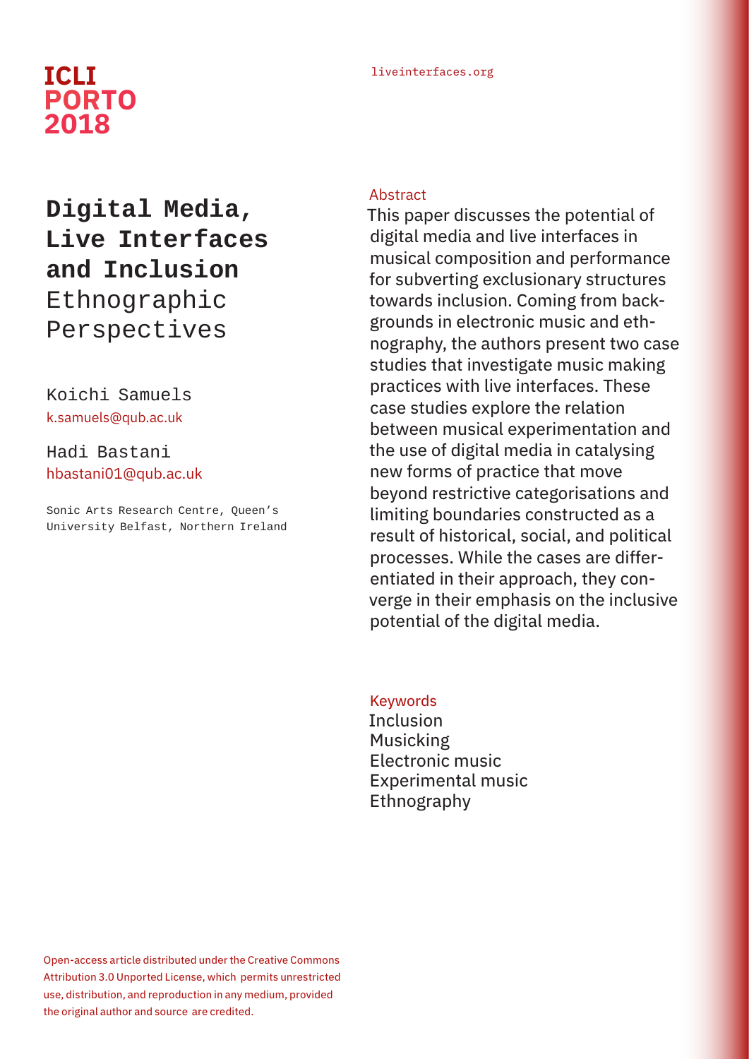ICLI PORTO 2018

liveinterfaces.org

# Digital Media, Live Interfaces and Inclusion

## Ethnographic Perspectives

Koichi Samuels
k.samuels@qub.ac.uk

Hadi Bastani
hbastani01@qub.ac.uk

Sonic Arts Research Centre, Queen's University Belfast, Northern Ireland

### Abstract

This paper discusses the potential of digital media and live interfaces in musical composition and performance for subverting exclusionary structures towards inclusion. Coming from backgrounds in electronic music and ethnography, the authors present two case studies that investigate music making practices with live interfaces. These case studies explore the relation between musical experimentation and the use of digital media in catalysing new forms of practice that move beyond restrictive categorisations and limiting boundaries constructed as a result of historical, social, and political processes. While the cases are differentiated in their approach, they converge in their emphasis on the inclusive potential of the digital media.

### Keywords

Inclusion
Musicking
Electronic music
Experimental music
Ethnography

Open-access article distributed under the Creative Commons Attribution 3.0 Unported License, which permits unrestricted use, distribution, and reproduction in any medium, provided the original author and source are credited.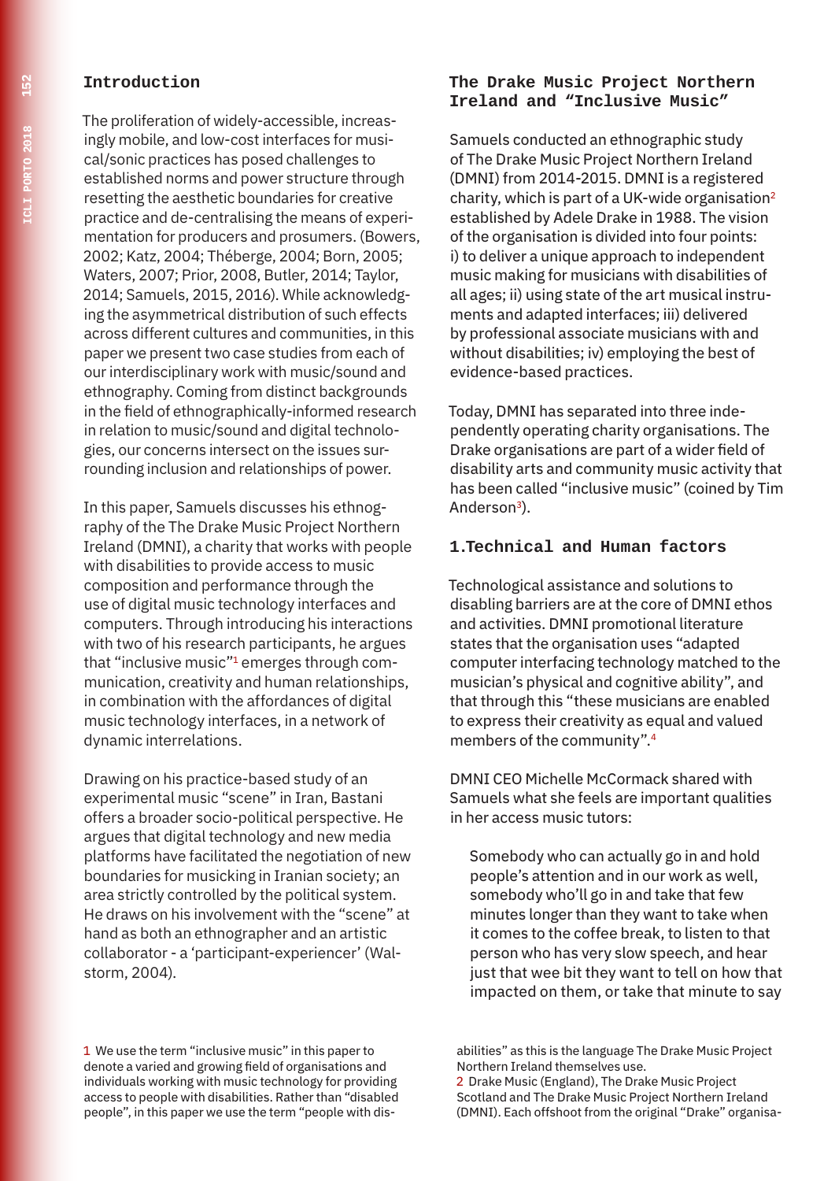## Introduction

The proliferation of widely-accessible, increasingly mobile, and low-cost interfaces for musical/sonic practices has posed challenges to established norms and power structure through resetting the aesthetic boundaries for creative practice and de-centralising the means of experimentation for producers and prosumers. (Bowers, 2002; Katz, 2004; Théberge, 2004; Born, 2005; Waters, 2007; Prior, 2008, Butler, 2014; Taylor, 2014; Samuels, 2015, 2016). While acknowledging the asymmetrical distribution of such effects across different cultures and communities, in this paper we present two case studies from each of our interdisciplinary work with music/sound and ethnography. Coming from distinct backgrounds in the field of ethnographically-informed research in relation to music/sound and digital technologies, our concerns intersect on the issues surrounding inclusion and relationships of power.

In this paper, Samuels discusses his ethnography of the The Drake Music Project Northern Ireland (DMNI), a charity that works with people with disabilities to provide access to music composition and performance through the use of digital music technology interfaces and computers. Through introducing his interactions with two of his research participants, he argues that "inclusive music"[1] emerges through communication, creativity and human relationships, in combination with the affordances of digital music technology interfaces, in a network of dynamic interrelations.

Drawing on his practice-based study of an experimental music "scene" in Iran, Bastani offers a broader socio-political perspective. He argues that digital technology and new media platforms have facilitated the negotiation of new boundaries for musicking in Iranian society; an area strictly controlled by the political system. He draws on his involvement with the "scene" at hand as both an ethnographer and an artistic collaborator - a 'participant-experiencer' (Walstorm, 2004).

## The Drake Music Project Northern Ireland and "Inclusive Music"

Samuels conducted an ethnographic study of The Drake Music Project Northern Ireland (DMNI) from 2014-2015. DMNI is a registered charity, which is part of a UK-wide organisation[2] established by Adele Drake in 1988. The vision of the organisation is divided into four points: i) to deliver a unique approach to independent music making for musicians with disabilities of all ages; ii) using state of the art musical instruments and adapted interfaces; iii) delivered by professional associate musicians with and without disabilities; iv) employing the best of evidence-based practices.

Today, DMNI has separated into three independently operating charity organisations. The Drake organisations are part of a wider field of disability arts and community music activity that has been called "inclusive music" (coined by Tim Anderson[3]).

### 1.Technical and Human factors

Technological assistance and solutions to disabling barriers are at the core of DMNI ethos and activities. DMNI promotional literature states that the organisation uses "adapted computer interfacing technology matched to the musician's physical and cognitive ability", and that through this "these musicians are enabled to express their creativity as equal and valued members of the community".[4]

DMNI CEO Michelle McCormack shared with Samuels what she feels are important qualities in her access music tutors:

> Somebody who can actually go in and hold people's attention and in our work as well, somebody who'll go in and take that few minutes longer than they want to take when it comes to the coffee break, to listen to that person who has very slow speech, and hear just that wee bit they want to tell on how that impacted on them, or take that minute to say

---

1 We use the term "inclusive music" in this paper to denote a varied and growing field of organisations and individuals working with music technology for providing access to people with disabilities. Rather than "disabled people", in this paper we use the term "people with disabilities" as this is the language The Drake Music Project Northern Ireland themselves use.

2 Drake Music (England), The Drake Music Project Scotland and The Drake Music Project Northern Ireland (DMNI). Each offshoot from the original "Drake" organisa-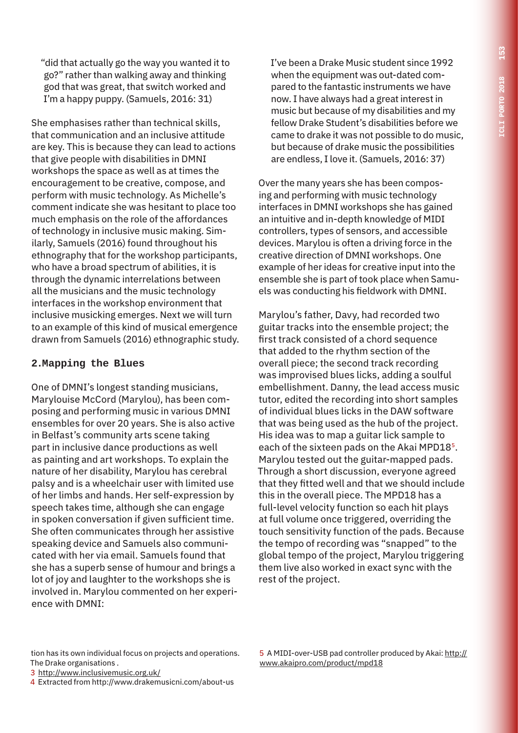"did that actually go the way you wanted it to go?" rather than walking away and thinking god that was great, that switch worked and I'm a happy puppy. (Samuels, 2016: 31)

She emphasises rather than technical skills, that communication and an inclusive attitude are key. This is because they can lead to actions that give people with disabilities in DMNI workshops the space as well as at times the encouragement to be creative, compose, and perform with music technology. As Michelle's comment indicate she was hesitant to place too much emphasis on the role of the affordances of technology in inclusive music making. Similarly, Samuels (2016) found throughout his ethnography that for the workshop participants, who have a broad spectrum of abilities, it is through the dynamic interrelations between all the musicians and the music technology interfaces in the workshop environment that inclusive musicking emerges. Next we will turn to an example of this kind of musical emergence drawn from Samuels (2016) ethnographic study.

## 2. Mapping the Blues

One of DMNI's longest standing musicians, Marylouise McCord (Marylou), has been composing and performing music in various DMNI ensembles for over 20 years. She is also active in Belfast's community arts scene taking part in inclusive dance productions as well as painting and art workshops. To explain the nature of her disability, Marylou has cerebral palsy and is a wheelchair user with limited use of her limbs and hands. Her self-expression by speech takes time, although she can engage in spoken conversation if given sufficient time. She often communicates through her assistive speaking device and Samuels also communicated with her via email. Samuels found that she has a superb sense of humour and brings a lot of joy and laughter to the workshops she is involved in. Marylou commented on her experience with DMNI:

> I've been a Drake Music student since 1992 when the equipment was out-dated compared to the fantastic instruments we have now. I have always had a great interest in music but because of my disabilities and my fellow Drake Student's disabilities before we came to drake it was not possible to do music, but because of drake music the possibilities are endless, I love it. (Samuels, 2016: 37)

Over the many years she has been composing and performing with music technology interfaces in DMNI workshops she has gained an intuitive and in-depth knowledge of MIDI controllers, types of sensors, and accessible devices. Marylou is often a driving force in the creative direction of DMNI workshops. One example of her ideas for creative input into the ensemble she is part of took place when Samuels was conducting his fieldwork with DMNI.

Marylou's father, Davy, had recorded two guitar tracks into the ensemble project; the first track consisted of a chord sequence that added to the rhythm section of the overall piece; the second track recording was improvised blues licks, adding a soulful embellishment. Danny, the lead access music tutor, edited the recording into short samples of individual blues licks in the DAW software that was being used as the hub of the project. His idea was to map a guitar lick sample to each of the sixteen pads on the Akai MPD18[5]. Marylou tested out the guitar-mapped pads. Through a short discussion, everyone agreed that they fitted well and that we should include this in the overall piece. The MPD18 has a full-level velocity function so each hit plays at full volume once triggered, overriding the touch sensitivity function of the pads. Because the tempo of recording was "snapped" to the global tempo of the project, Marylou triggering them live also worked in exact sync with the rest of the project.

---

tion has its own individual focus on projects and operations. The Drake organisations .

3 http://www.inclusivemusic.org.uk/

4 Extracted from http://www.drakemusicni.com/about-us

5 A MIDI-over-USB pad controller produced by Akai: http://www.akaipro.com/product/mpd18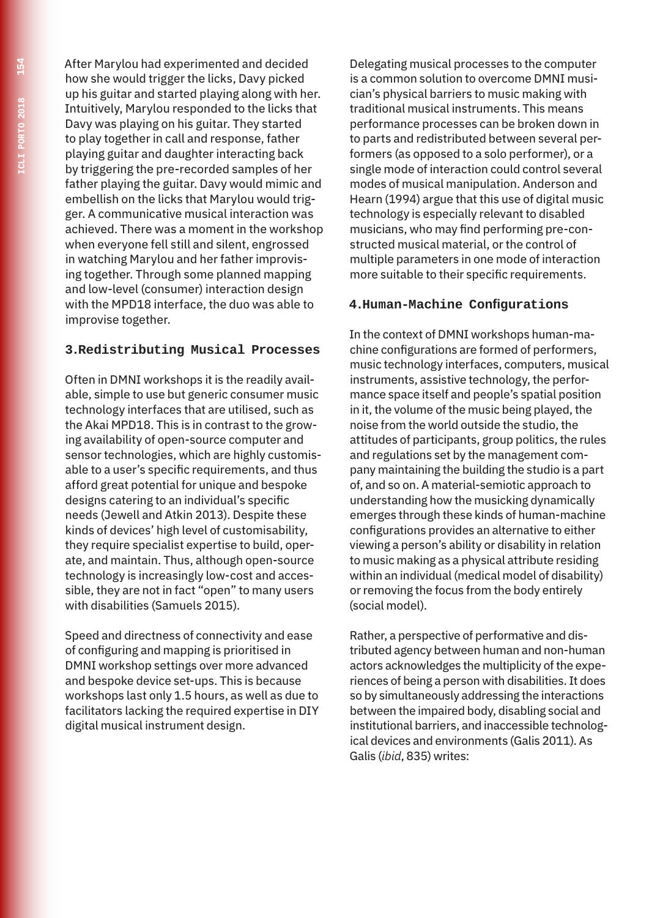After Marylou had experimented and decided how she would trigger the licks, Davy picked up his guitar and started playing along with her. Intuitively, Marylou responded to the licks that Davy was playing on his guitar. They started to play together in call and response, father playing guitar and daughter interacting back by triggering the pre-recorded samples of her father playing the guitar. Davy would mimic and embellish on the licks that Marylou would trigger. A communicative musical interaction was achieved. There was a moment in the workshop when everyone fell still and silent, engrossed in watching Marylou and her father improvising together. Through some planned mapping and low-level (consumer) interaction design with the MPD18 interface, the duo was able to improvise together.

## 3.Redistributing Musical Processes

Often in DMNI workshops it is the readily available, simple to use but generic consumer music technology interfaces that are utilised, such as the Akai MPD18. This is in contrast to the growing availability of open-source computer and sensor technologies, which are highly customisable to a user's specific requirements, and thus afford great potential for unique and bespoke designs catering to an individual's specific needs (Jewell and Atkin 2013). Despite these kinds of devices' high level of customisability, they require specialist expertise to build, operate, and maintain. Thus, although open-source technology is increasingly low-cost and accessible, they are not in fact "open" to many users with disabilities (Samuels 2015).

Speed and directness of connectivity and ease of configuring and mapping is prioritised in DMNI workshop settings over more advanced and bespoke device set-ups. This is because workshops last only 1.5 hours, as well as due to facilitators lacking the required expertise in DIY digital musical instrument design.

Delegating musical processes to the computer is a common solution to overcome DMNI musician's physical barriers to music making with traditional musical instruments. This means performance processes can be broken down in to parts and redistributed between several performers (as opposed to a solo performer), or a single mode of interaction could control several modes of musical manipulation. Anderson and Hearn (1994) argue that this use of digital music technology is especially relevant to disabled musicians, who may find performing pre-constructed musical material, or the control of multiple parameters in one mode of interaction more suitable to their specific requirements.

## 4.Human-Machine Configurations

In the context of DMNI workshops human-machine configurations are formed of performers, music technology interfaces, computers, musical instruments, assistive technology, the performance space itself and people's spatial position in it, the volume of the music being played, the noise from the world outside the studio, the attitudes of participants, group politics, the rules and regulations set by the management company maintaining the building the studio is a part of, and so on. A material-semiotic approach to understanding how the musicking dynamically emerges through these kinds of human-machine configurations provides an alternative to either viewing a person's ability or disability in relation to music making as a physical attribute residing within an individual (medical model of disability) or removing the focus from the body entirely (social model).

Rather, a perspective of performative and distributed agency between human and non-human actors acknowledges the multiplicity of the experiences of being a person with disabilities. It does so by simultaneously addressing the interactions between the impaired body, disabling social and institutional barriers, and inaccessible technological devices and environments (Galis 2011). As Galis (*ibid*, 835) writes: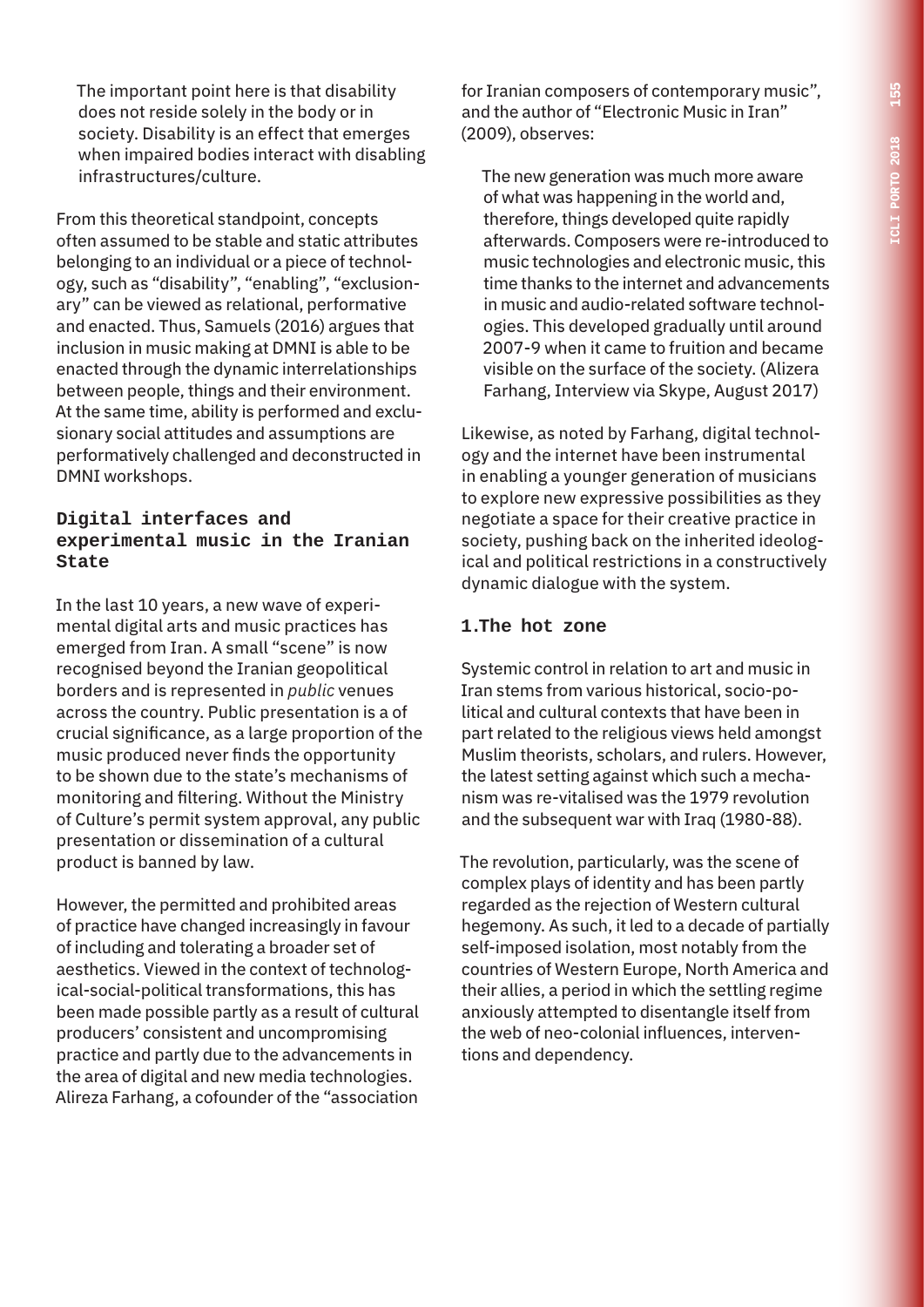> The important point here is that disability does not reside solely in the body or in society. Disability is an effect that emerges when impaired bodies interact with disabling infrastructures/culture.

From this theoretical standpoint, concepts often assumed to be stable and static attributes belonging to an individual or a piece of technology, such as "disability", "enabling", "exclusionary" can be viewed as relational, performative and enacted. Thus, Samuels (2016) argues that inclusion in music making at DMNI is able to be enacted through the dynamic interrelationships between people, things and their environment. At the same time, ability is performed and exclusionary social attitudes and assumptions are performatively challenged and deconstructed in DMNI workshops.

## Digital interfaces and experimental music in the Iranian State

In the last 10 years, a new wave of experimental digital arts and music practices has emerged from Iran. A small "scene" is now recognised beyond the Iranian geopolitical borders and is represented in *public* venues across the country. Public presentation is a of crucial significance, as a large proportion of the music produced never finds the opportunity to be shown due to the state's mechanisms of monitoring and filtering. Without the Ministry of Culture's permit system approval, any public presentation or dissemination of a cultural product is banned by law.

However, the permitted and prohibited areas of practice have changed increasingly in favour of including and tolerating a broader set of aesthetics. Viewed in the context of technological-social-political transformations, this has been made possible partly as a result of cultural producers' consistent and uncompromising practice and partly due to the advancements in the area of digital and new media technologies. Alireza Farhang, a cofounder of the "association for Iranian composers of contemporary music", and the author of "Electronic Music in Iran" (2009), observes:

> The new generation was much more aware of what was happening in the world and, therefore, things developed quite rapidly afterwards. Composers were re-introduced to music technologies and electronic music, this time thanks to the internet and advancements in music and audio-related software technologies. This developed gradually until around 2007-9 when it came to fruition and became visible on the surface of the society. (Alizera Farhang, Interview via Skype, August 2017)

Likewise, as noted by Farhang, digital technology and the internet have been instrumental in enabling a younger generation of musicians to explore new expressive possibilities as they negotiate a space for their creative practice in society, pushing back on the inherited ideological and political restrictions in a constructively dynamic dialogue with the system.

### 1.The hot zone

Systemic control in relation to art and music in Iran stems from various historical, socio-political and cultural contexts that have been in part related to the religious views held amongst Muslim theorists, scholars, and rulers. However, the latest setting against which such a mechanism was re-vitalised was the 1979 revolution and the subsequent war with Iraq (1980-88).

The revolution, particularly, was the scene of complex plays of identity and has been partly regarded as the rejection of Western cultural hegemony. As such, it led to a decade of partially self-imposed isolation, most notably from the countries of Western Europe, North America and their allies, a period in which the settling regime anxiously attempted to disentangle itself from the web of neo-colonial influences, interventions and dependency.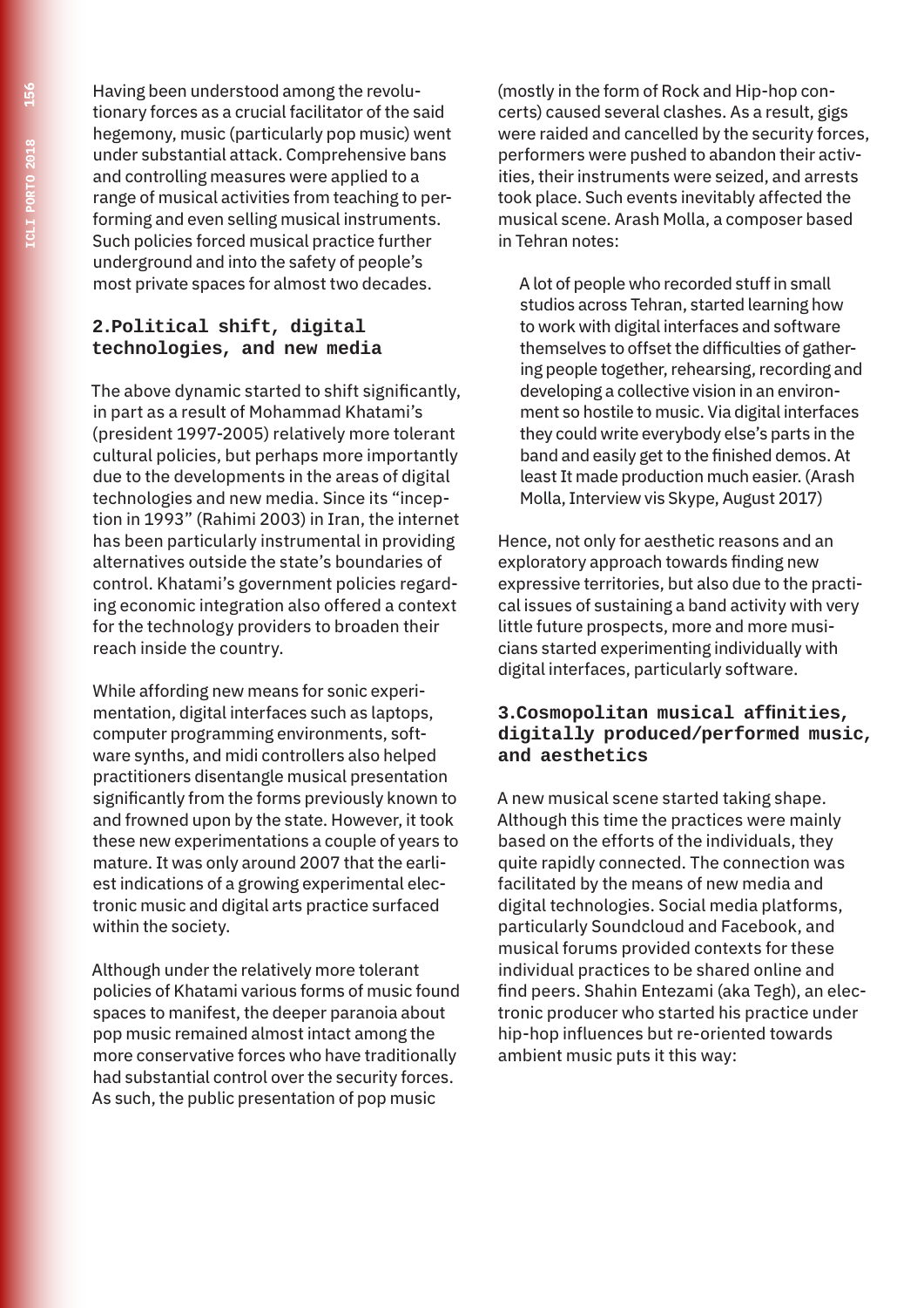Having been understood among the revolutionary forces as a crucial facilitator of the said hegemony, music (particularly pop music) went under substantial attack. Comprehensive bans and controlling measures were applied to a range of musical activities from teaching to performing and even selling musical instruments. Such policies forced musical practice further underground and into the safety of people's most private spaces for almost two decades.

## 2. Political shift, digital technologies, and new media

The above dynamic started to shift significantly, in part as a result of Mohammad Khatami's (president 1997-2005) relatively more tolerant cultural policies, but perhaps more importantly due to the developments in the areas of digital technologies and new media. Since its "inception in 1993" (Rahimi 2003) in Iran, the internet has been particularly instrumental in providing alternatives outside the state's boundaries of control. Khatami's government policies regarding economic integration also offered a context for the technology providers to broaden their reach inside the country.

While affording new means for sonic experimentation, digital interfaces such as laptops, computer programming environments, software synths, and midi controllers also helped practitioners disentangle musical presentation significantly from the forms previously known to and frowned upon by the state. However, it took these new experimentations a couple of years to mature. It was only around 2007 that the earliest indications of a growing experimental electronic music and digital arts practice surfaced within the society.

Although under the relatively more tolerant policies of Khatami various forms of music found spaces to manifest, the deeper paranoia about pop music remained almost intact among the more conservative forces who have traditionally had substantial control over the security forces. As such, the public presentation of pop music (mostly in the form of Rock and Hip-hop concerts) caused several clashes. As a result, gigs were raided and cancelled by the security forces, performers were pushed to abandon their activities, their instruments were seized, and arrests took place. Such events inevitably affected the musical scene. Arash Molla, a composer based in Tehran notes:

> A lot of people who recorded stuff in small studios across Tehran, started learning how to work with digital interfaces and software themselves to offset the difficulties of gathering people together, rehearsing, recording and developing a collective vision in an environment so hostile to music. Via digital interfaces they could write everybody else's parts in the band and easily get to the finished demos. At least It made production much easier. (Arash Molla, Interview vis Skype, August 2017)

Hence, not only for aesthetic reasons and an exploratory approach towards finding new expressive territories, but also due to the practical issues of sustaining a band activity with very little future prospects, more and more musicians started experimenting individually with digital interfaces, particularly software.

## 3. Cosmopolitan musical affinities, digitally produced/performed music, and aesthetics

A new musical scene started taking shape. Although this time the practices were mainly based on the efforts of the individuals, they quite rapidly connected. The connection was facilitated by the means of new media and digital technologies. Social media platforms, particularly Soundcloud and Facebook, and musical forums provided contexts for these individual practices to be shared online and find peers. Shahin Entezami (aka Tegh), an electronic producer who started his practice under hip-hop influences but re-oriented towards ambient music puts it this way: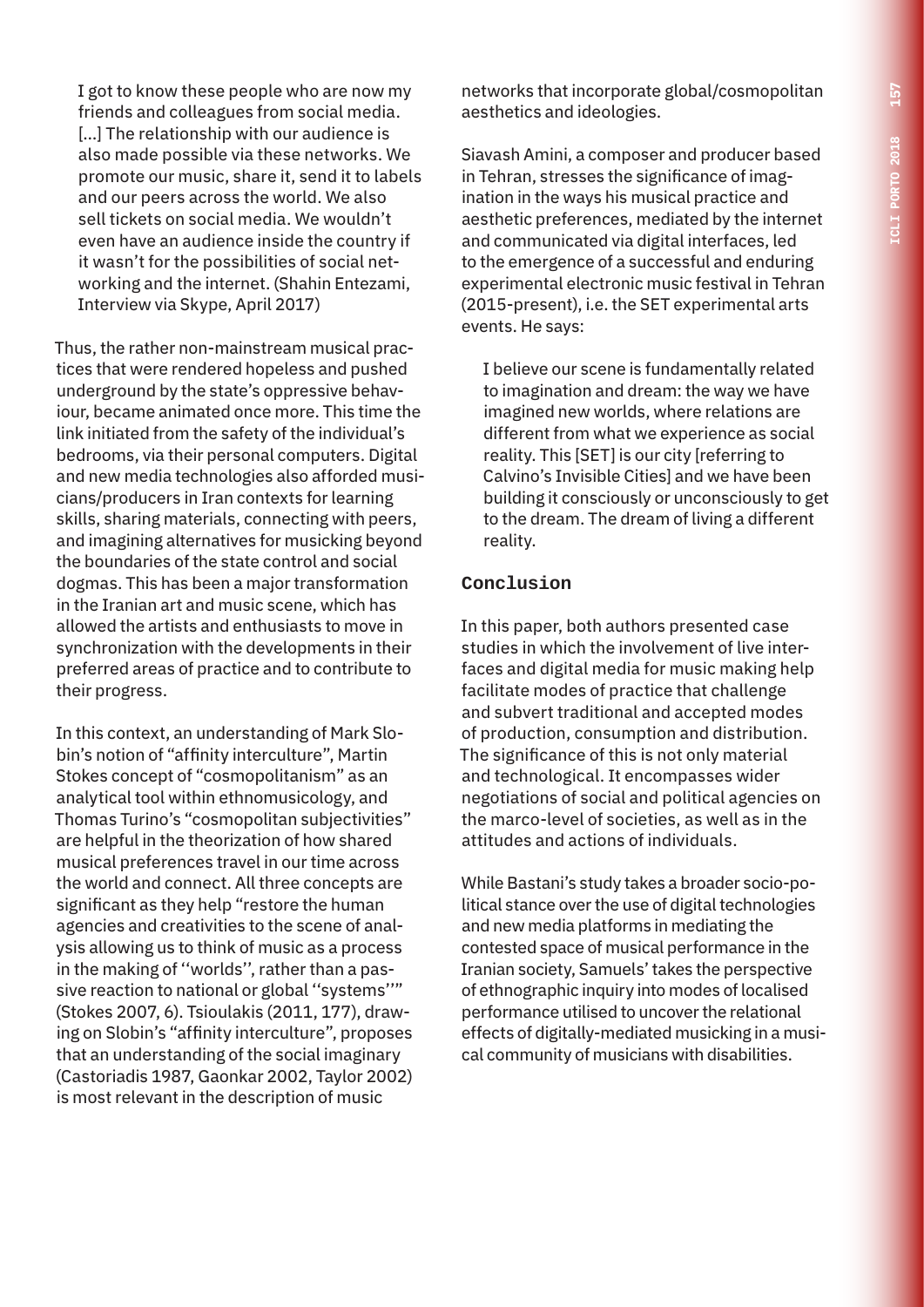> I got to know these people who are now my friends and colleagues from social media. [...] The relationship with our audience is also made possible via these networks. We promote our music, share it, send it to labels and our peers across the world. We also sell tickets on social media. We wouldn't even have an audience inside the country if it wasn't for the possibilities of social networking and the internet. (Shahin Entezami, Interview via Skype, April 2017)

Thus, the rather non-mainstream musical practices that were rendered hopeless and pushed underground by the state's oppressive behaviour, became animated once more. This time the link initiated from the safety of the individual's bedrooms, via their personal computers. Digital and new media technologies also afforded musicians/producers in Iran contexts for learning skills, sharing materials, connecting with peers, and imagining alternatives for musicking beyond the boundaries of the state control and social dogmas. This has been a major transformation in the Iranian art and music scene, which has allowed the artists and enthusiasts to move in synchronization with the developments in their preferred areas of practice and to contribute to their progress.

In this context, an understanding of Mark Slobin's notion of "affinity interculture", Martin Stokes concept of "cosmopolitanism" as an analytical tool within ethnomusicology, and Thomas Turino's "cosmopolitan subjectivities" are helpful in the theorization of how shared musical preferences travel in our time across the world and connect. All three concepts are significant as they help "restore the human agencies and creativities to the scene of analysis allowing us to think of music as a process in the making of ''worlds'', rather than a passive reaction to national or global ''systems''" (Stokes 2007, 6). Tsioulakis (2011, 177), drawing on Slobin's "affinity interculture", proposes that an understanding of the social imaginary (Castoriadis 1987, Gaonkar 2002, Taylor 2002) is most relevant in the description of music networks that incorporate global/cosmopolitan aesthetics and ideologies.

Siavash Amini, a composer and producer based in Tehran, stresses the significance of imagination in the ways his musical practice and aesthetic preferences, mediated by the internet and communicated via digital interfaces, led to the emergence of a successful and enduring experimental electronic music festival in Tehran (2015-present), i.e. the SET experimental arts events. He says:

> I believe our scene is fundamentally related to imagination and dream: the way we have imagined new worlds, where relations are different from what we experience as social reality. This [SET] is our city [referring to Calvino's Invisible Cities] and we have been building it consciously or unconsciously to get to the dream. The dream of living a different reality.

## Conclusion

In this paper, both authors presented case studies in which the involvement of live interfaces and digital media for music making help facilitate modes of practice that challenge and subvert traditional and accepted modes of production, consumption and distribution. The significance of this is not only material and technological. It encompasses wider negotiations of social and political agencies on the marco-level of societies, as well as in the attitudes and actions of individuals.

While Bastani's study takes a broader socio-political stance over the use of digital technologies and new media platforms in mediating the contested space of musical performance in the Iranian society, Samuels' takes the perspective of ethnographic inquiry into modes of localised performance utilised to uncover the relational effects of digitally-mediated musicking in a musical community of musicians with disabilities.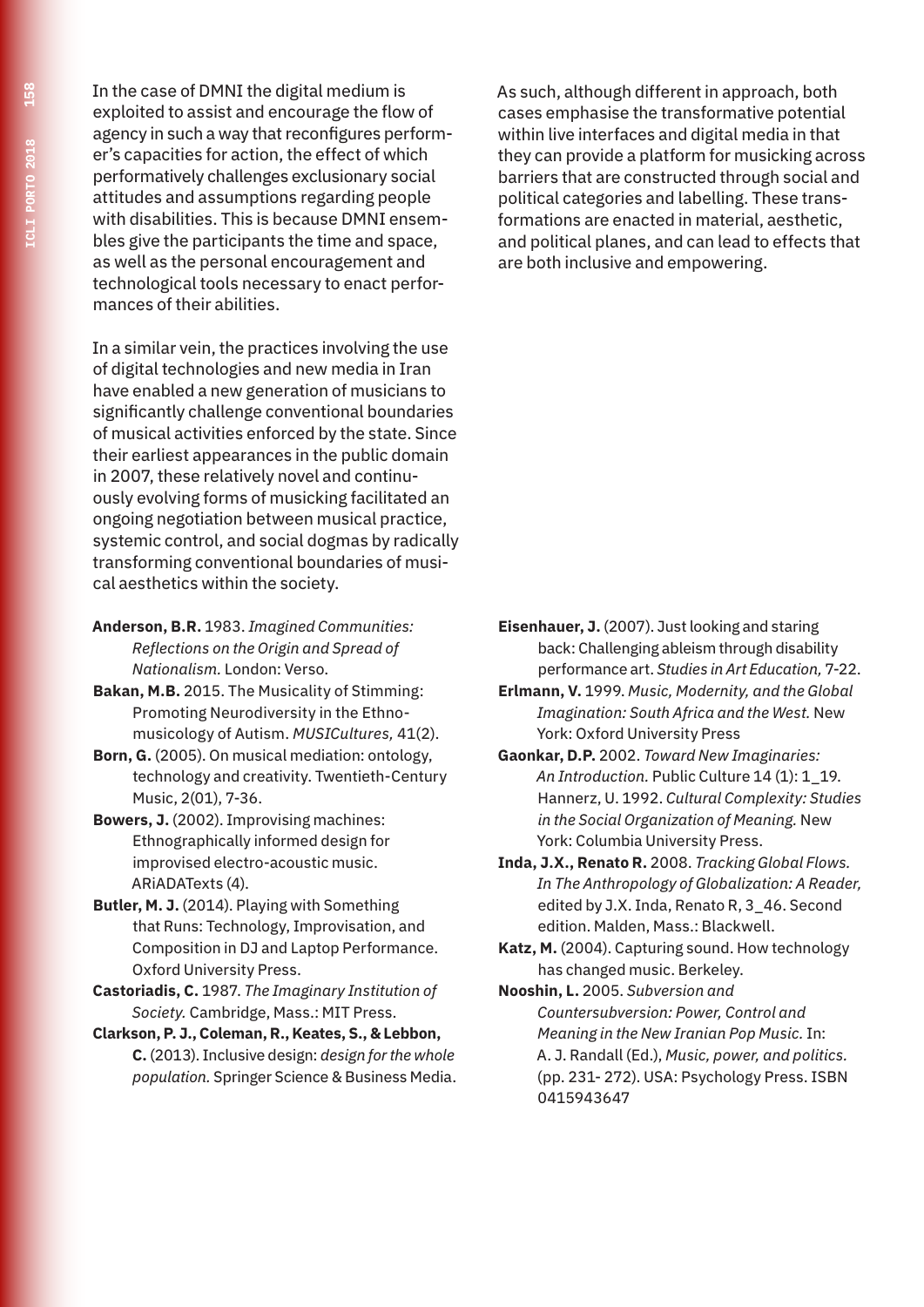In the case of DMNI the digital medium is exploited to assist and encourage the flow of agency in such a way that reconfigures performer's capacities for action, the effect of which performatively challenges exclusionary social attitudes and assumptions regarding people with disabilities. This is because DMNI ensembles give the participants the time and space, as well as the personal encouragement and technological tools necessary to enact performances of their abilities.

In a similar vein, the practices involving the use of digital technologies and new media in Iran have enabled a new generation of musicians to significantly challenge conventional boundaries of musical activities enforced by the state. Since their earliest appearances in the public domain in 2007, these relatively novel and continuously evolving forms of musicking facilitated an ongoing negotiation between musical practice, systemic control, and social dogmas by radically transforming conventional boundaries of musical aesthetics within the society.

As such, although different in approach, both cases emphasise the transformative potential within live interfaces and digital media in that they can provide a platform for musicking across barriers that are constructed through social and political categories and labelling. These transformations are enacted in material, aesthetic, and political planes, and can lead to effects that are both inclusive and empowering.

**Anderson, B.R.** 1983. *Imagined Communities: Reflections on the Origin and Spread of Nationalism.* London: Verso.

**Bakan, M.B.** 2015. The Musicality of Stimming: Promoting Neurodiversity in the Ethnomusicology of Autism. *MUSICultures,* 41(2).

**Born, G.** (2005). On musical mediation: ontology, technology and creativity. Twentieth-Century Music, 2(01), 7-36.

**Bowers, J.** (2002). Improvising machines: Ethnographically informed design for improvised electro-acoustic music. ARiADATexts (4).

**Butler, M. J.** (2014). Playing with Something that Runs: Technology, Improvisation, and Composition in DJ and Laptop Performance. Oxford University Press.

**Castoriadis, C.** 1987. *The Imaginary Institution of Society.* Cambridge, Mass.: MIT Press.

**Clarkson, P. J., Coleman, R., Keates, S., & Lebbon, C.** (2013). Inclusive design: *design for the whole population.* Springer Science & Business Media.

**Eisenhauer, J.** (2007). Just looking and staring back: Challenging ableism through disability performance art. *Studies in Art Education,* 7-22.

**Erlmann, V.** 1999. *Music, Modernity, and the Global Imagination: South Africa and the West.* New York: Oxford University Press

**Gaonkar, D.P.** 2002. *Toward New Imaginaries: An Introduction.* Public Culture 14 (1): 1_19. Hannerz, U. 1992. *Cultural Complexity: Studies in the Social Organization of Meaning.* New York: Columbia University Press.

**Inda, J.X., Renato R.** 2008. *Tracking Global Flows. In The Anthropology of Globalization: A Reader,* edited by J.X. Inda, Renato R, 3_46. Second edition. Malden, Mass.: Blackwell.

**Katz, M.** (2004). Capturing sound. How technology has changed music. Berkeley.

**Nooshin, L.** 2005. *Subversion and Countersubversion: Power, Control and Meaning in the New Iranian Pop Music.* In: A. J. Randall (Ed.), *Music, power, and politics.* (pp. 231- 272). USA: Psychology Press. ISBN 0415943647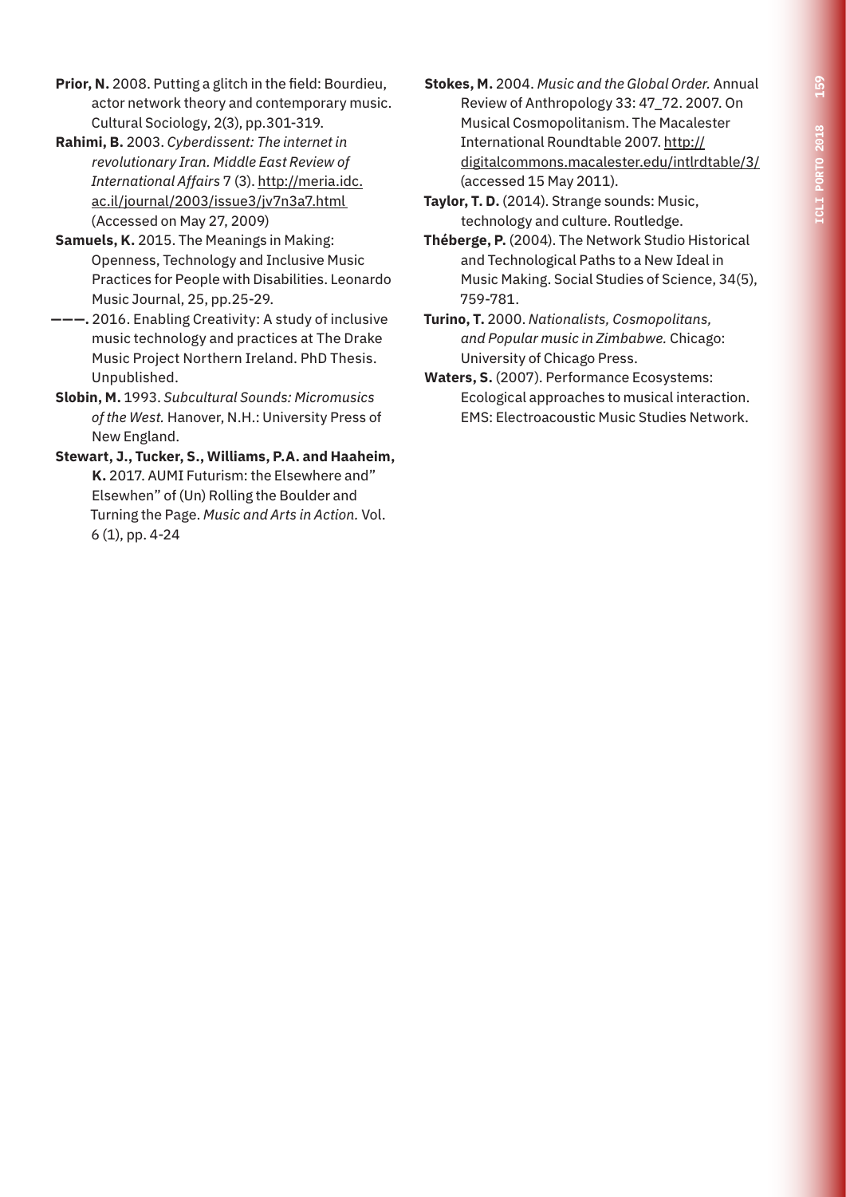**Prior, N.** 2008. Putting a glitch in the field: Bourdieu, actor network theory and contemporary music. Cultural Sociology, 2(3), pp.301-319.

**Rahimi, B.** 2003. *Cyberdissent: The internet in revolutionary Iran. Middle East Review of International Affairs* 7 (3). http://meria.idc.ac.il/journal/2003/issue3/jv7n3a7.html (Accessed on May 27, 2009)

**Samuels, K.** 2015. The Meanings in Making: Openness, Technology and Inclusive Music Practices for People with Disabilities. Leonardo Music Journal, 25, pp.25-29.

**———.** 2016. Enabling Creativity: A study of inclusive music technology and practices at The Drake Music Project Northern Ireland. PhD Thesis. Unpublished.

**Slobin, M.** 1993. *Subcultural Sounds: Micromusics of the West.* Hanover, N.H.: University Press of New England.

**Stewart, J., Tucker, S., Williams, P.A. and Haaheim, K.** 2017. AUMI Futurism: the Elsewhere and" Elsewhen" of (Un) Rolling the Boulder and Turning the Page. *Music and Arts in Action.* Vol. 6 (1), pp. 4-24

**Stokes, M.** 2004. *Music and the Global Order.* Annual Review of Anthropology 33: 47_72. 2007. On Musical Cosmopolitanism. The Macalester International Roundtable 2007. http://digitalcommons.macalester.edu/intlrdtable/3/ (accessed 15 May 2011).

**Taylor, T. D.** (2014). Strange sounds: Music, technology and culture. Routledge.

**Théberge, P.** (2004). The Network Studio Historical and Technological Paths to a New Ideal in Music Making. Social Studies of Science, 34(5), 759-781.

**Turino, T.** 2000. *Nationalists, Cosmopolitans, and Popular music in Zimbabwe.* Chicago: University of Chicago Press.

**Waters, S.** (2007). Performance Ecosystems: Ecological approaches to musical interaction. EMS: Electroacoustic Music Studies Network.